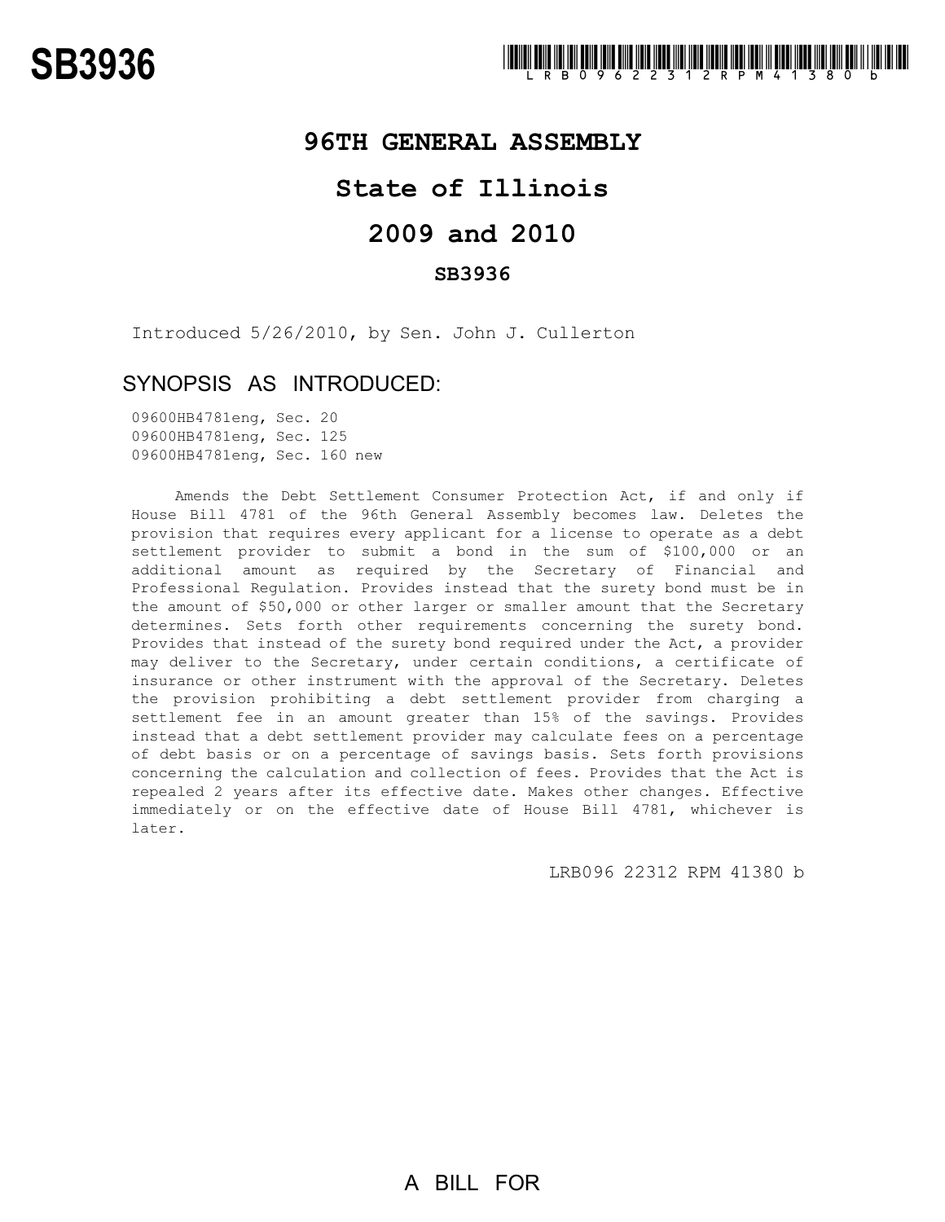# SB3936

LRB096 22312 RPM 41380 b

## 96TH GENERAL ASSEMBLY

## State of Illinois

## 2009 and 2010

### SB3936

Introduced 5/26/2010, by Sen. John J. Cullerton

### SYNOPSIS AS INTRODUCED:

09600HB4781eng, Sec. 20
09600HB4781eng, Sec. 125
09600HB4781eng, Sec. 160 new

Amends the Debt Settlement Consumer Protection Act, if and only if House Bill 4781 of the 96th General Assembly becomes law. Deletes the provision that requires every applicant for a license to operate as a debt settlement provider to submit a bond in the sum of $100,000 or an additional amount as required by the Secretary of Financial and Professional Regulation. Provides instead that the surety bond must be in the amount of $50,000 or other larger or smaller amount that the Secretary determines. Sets forth other requirements concerning the surety bond. Provides that instead of the surety bond required under the Act, a provider may deliver to the Secretary, under certain conditions, a certificate of insurance or other instrument with the approval of the Secretary. Deletes the provision prohibiting a debt settlement provider from charging a settlement fee in an amount greater than 15% of the savings. Provides instead that a debt settlement provider may calculate fees on a percentage of debt basis or on a percentage of savings basis. Sets forth provisions concerning the calculation and collection of fees. Provides that the Act is repealed 2 years after its effective date. Makes other changes. Effective immediately or on the effective date of House Bill 4781, whichever is later.

LRB096 22312 RPM 41380 b

A BILL FOR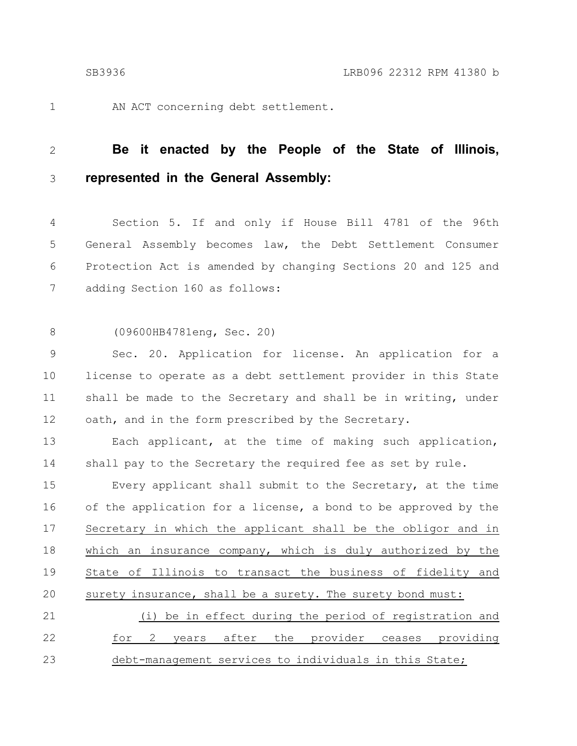AN ACT concerning debt settlement.

**Be it enacted by the People of the State of Illinois, represented in the General Assembly:**

Section 5. If and only if House Bill 4781 of the 96th General Assembly becomes law, the Debt Settlement Consumer Protection Act is amended by changing Sections 20 and 125 and adding Section 160 as follows:

(09600HB4781eng, Sec. 20)

Sec. 20. Application for license. An application for a license to operate as a debt settlement provider in this State shall be made to the Secretary and shall be in writing, under oath, and in the form prescribed by the Secretary.

Each applicant, at the time of making such application, shall pay to the Secretary the required fee as set by rule.

Every applicant shall submit to the Secretary, at the time of the application for a license, a bond to be approved by the Secretary in which the applicant shall be the obligor and in which an insurance company, which is duly authorized by the State of Illinois to transact the business of fidelity and surety insurance, shall be a surety. The surety bond must:

(i) be in effect during the period of registration and for 2 years after the provider ceases providing debt-management services to individuals in this State;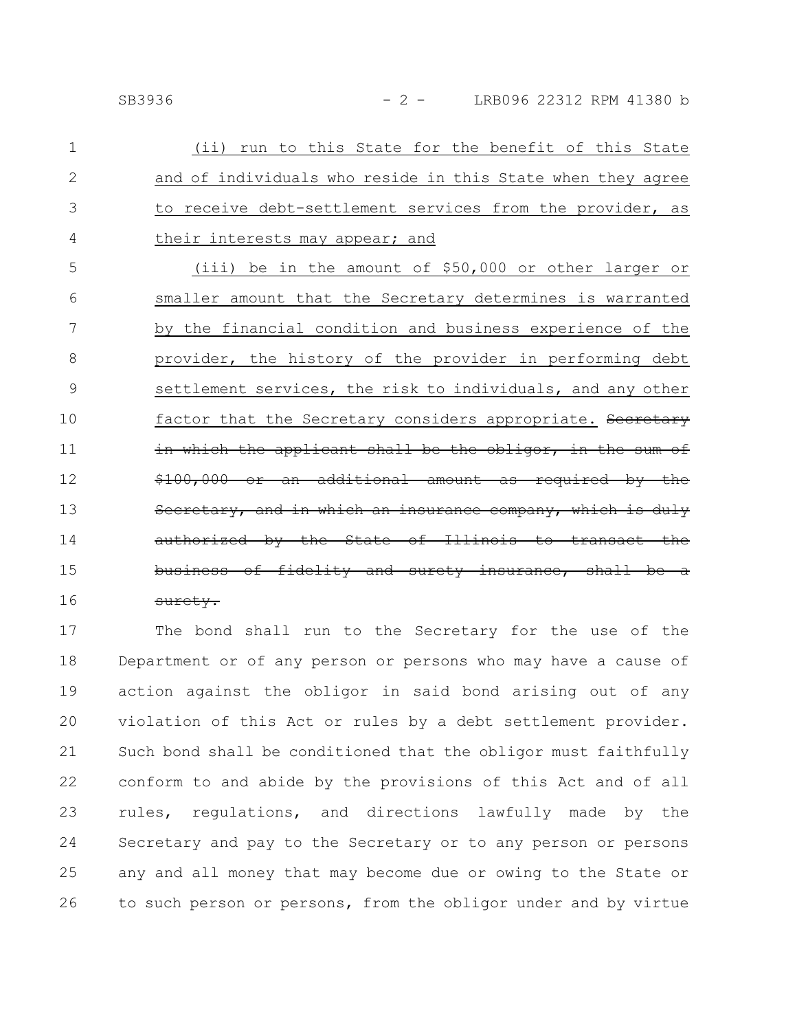(ii) run to this State for the benefit of this State and of individuals who reside in this State when they agree to receive debt-settlement services from the provider, as their interests may appear; and

(iii) be in the amount of $50,000 or other larger or smaller amount that the Secretary determines is warranted by the financial condition and business experience of the provider, the history of the provider in performing debt settlement services, the risk to individuals, and any other factor that the Secretary considers appropriate. ~~Secretary in which the applicant shall be the obligor, in the sum of $100,000 or an additional amount as required by the Secretary, and in which an insurance company, which is duly authorized by the State of Illinois to transact the business of fidelity and surety insurance, shall be a surety.~~

The bond shall run to the Secretary for the use of the Department or of any person or persons who may have a cause of action against the obligor in said bond arising out of any violation of this Act or rules by a debt settlement provider. Such bond shall be conditioned that the obligor must faithfully conform to and abide by the provisions of this Act and of all rules, regulations, and directions lawfully made by the Secretary and pay to the Secretary or to any person or persons any and all money that may become due or owing to the State or to such person or persons, from the obligor under and by virtue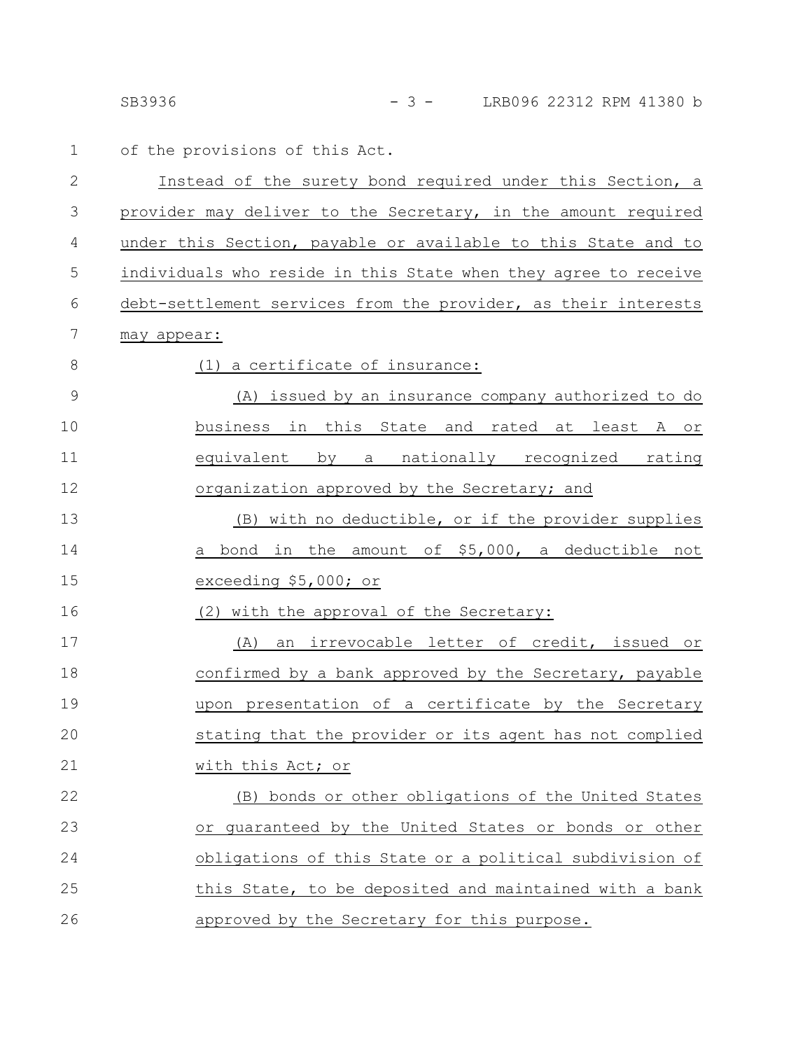of the provisions of this Act.

Instead of the surety bond required under this Section, a provider may deliver to the Secretary, in the amount required under this Section, payable or available to this State and to individuals who reside in this State when they agree to receive debt-settlement services from the provider, as their interests may appear:

(1) a certificate of insurance:

(A) issued by an insurance company authorized to do business in this State and rated at least A or equivalent by a nationally recognized rating organization approved by the Secretary; and

(B) with no deductible, or if the provider supplies a bond in the amount of $5,000, a deductible not exceeding $5,000; or

(2) with the approval of the Secretary:

(A) an irrevocable letter of credit, issued or confirmed by a bank approved by the Secretary, payable upon presentation of a certificate by the Secretary stating that the provider or its agent has not complied with this Act; or

(B) bonds or other obligations of the United States or guaranteed by the United States or bonds or other obligations of this State or a political subdivision of this State, to be deposited and maintained with a bank approved by the Secretary for this purpose.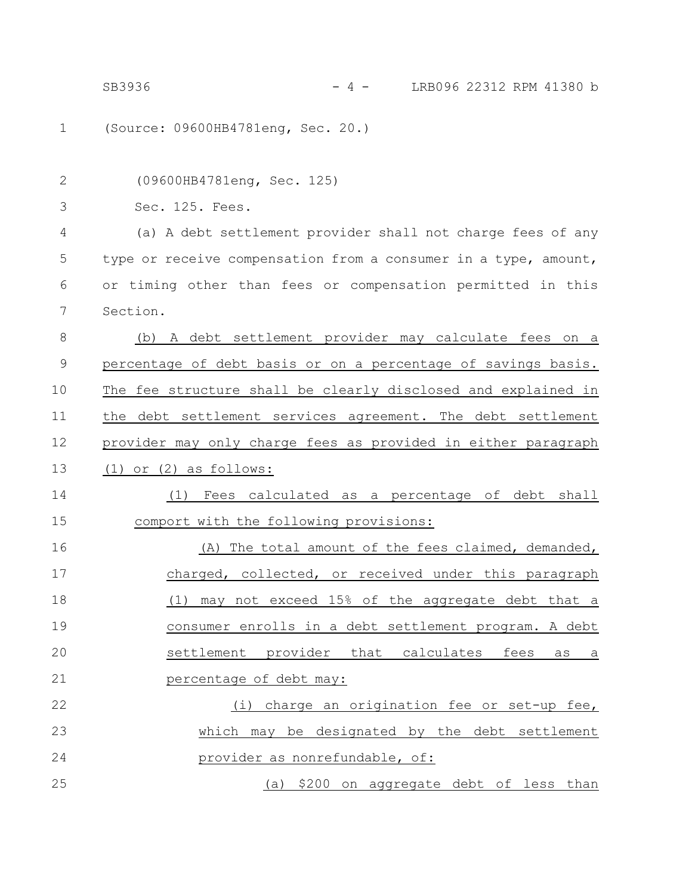(Source: 09600HB4781eng, Sec. 20.)

(09600HB4781eng, Sec. 125)

Sec. 125. Fees.

(a) A debt settlement provider shall not charge fees of any type or receive compensation from a consumer in a type, amount, or timing other than fees or compensation permitted in this Section.

(b) A debt settlement provider may calculate fees on a percentage of debt basis or on a percentage of savings basis. The fee structure shall be clearly disclosed and explained in the debt settlement services agreement. The debt settlement provider may only charge fees as provided in either paragraph (1) or (2) as follows:

(1) Fees calculated as a percentage of debt shall comport with the following provisions:

(A) The total amount of the fees claimed, demanded, charged, collected, or received under this paragraph (1) may not exceed 15% of the aggregate debt that a consumer enrolls in a debt settlement program. A debt settlement provider that calculates fees as a percentage of debt may:

(i) charge an origination fee or set-up fee, which may be designated by the debt settlement provider as nonrefundable, of:

(a) $200 on aggregate debt of less than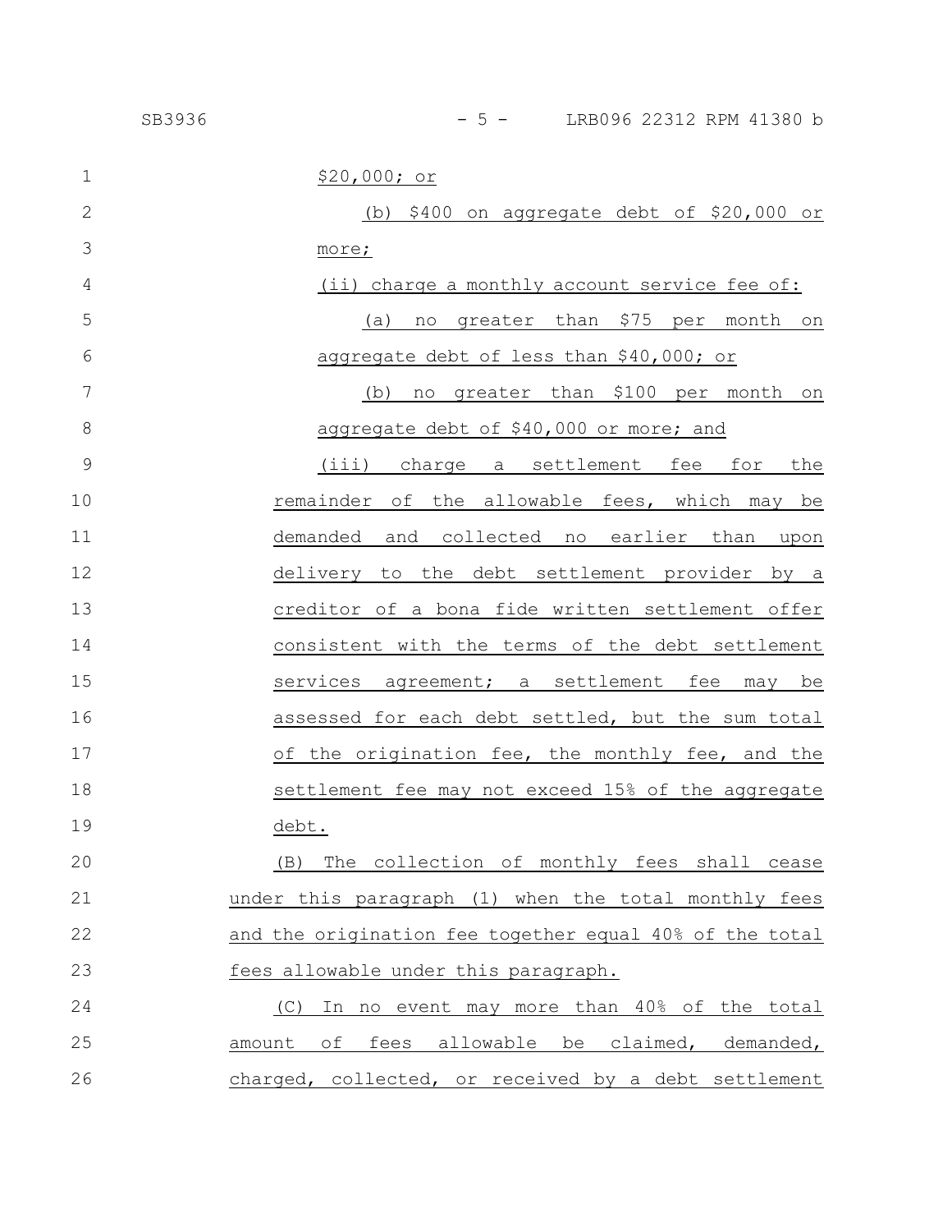$20,000; or

(b) $400 on aggregate debt of $20,000 or more;

(ii) charge a monthly account service fee of:

(a) no greater than $75 per month on aggregate debt of less than $40,000; or

(b) no greater than $100 per month on aggregate debt of $40,000 or more; and

(iii) charge a settlement fee for the remainder of the allowable fees, which may be demanded and collected no earlier than upon delivery to the debt settlement provider by a creditor of a bona fide written settlement offer consistent with the terms of the debt settlement services agreement; a settlement fee may be assessed for each debt settled, but the sum total of the origination fee, the monthly fee, and the settlement fee may not exceed 15% of the aggregate debt.

(B) The collection of monthly fees shall cease under this paragraph (1) when the total monthly fees and the origination fee together equal 40% of the total fees allowable under this paragraph.

(C) In no event may more than 40% of the total amount of fees allowable be claimed, demanded, charged, collected, or received by a debt settlement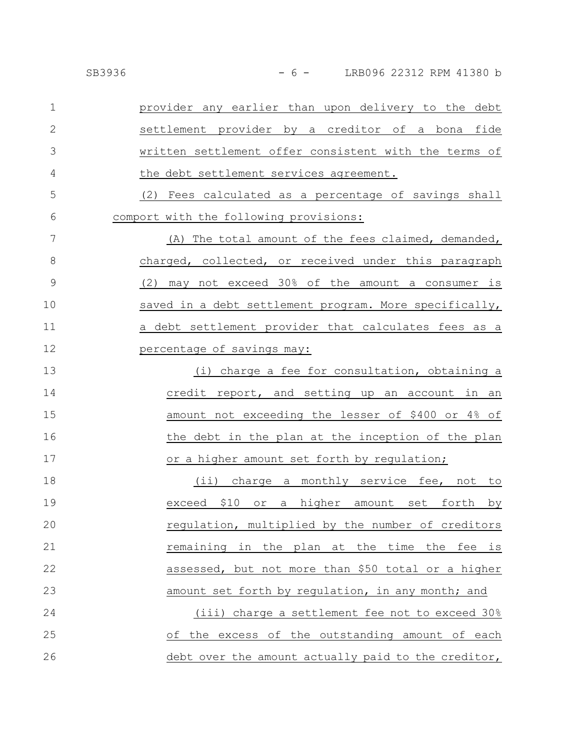provider any earlier than upon delivery to the debt settlement provider by a creditor of a bona fide written settlement offer consistent with the terms of the debt settlement services agreement.

(2) Fees calculated as a percentage of savings shall comport with the following provisions:

(A) The total amount of the fees claimed, demanded, charged, collected, or received under this paragraph (2) may not exceed 30% of the amount a consumer is saved in a debt settlement program. More specifically, a debt settlement provider that calculates fees as a percentage of savings may:

(i) charge a fee for consultation, obtaining a credit report, and setting up an account in an amount not exceeding the lesser of $400 or 4% of the debt in the plan at the inception of the plan or a higher amount set forth by regulation;

(ii) charge a monthly service fee, not to exceed $10 or a higher amount set forth by regulation, multiplied by the number of creditors remaining in the plan at the time the fee is assessed, but not more than $50 total or a higher amount set forth by regulation, in any month; and

(iii) charge a settlement fee not to exceed 30% of the excess of the outstanding amount of each debt over the amount actually paid to the creditor,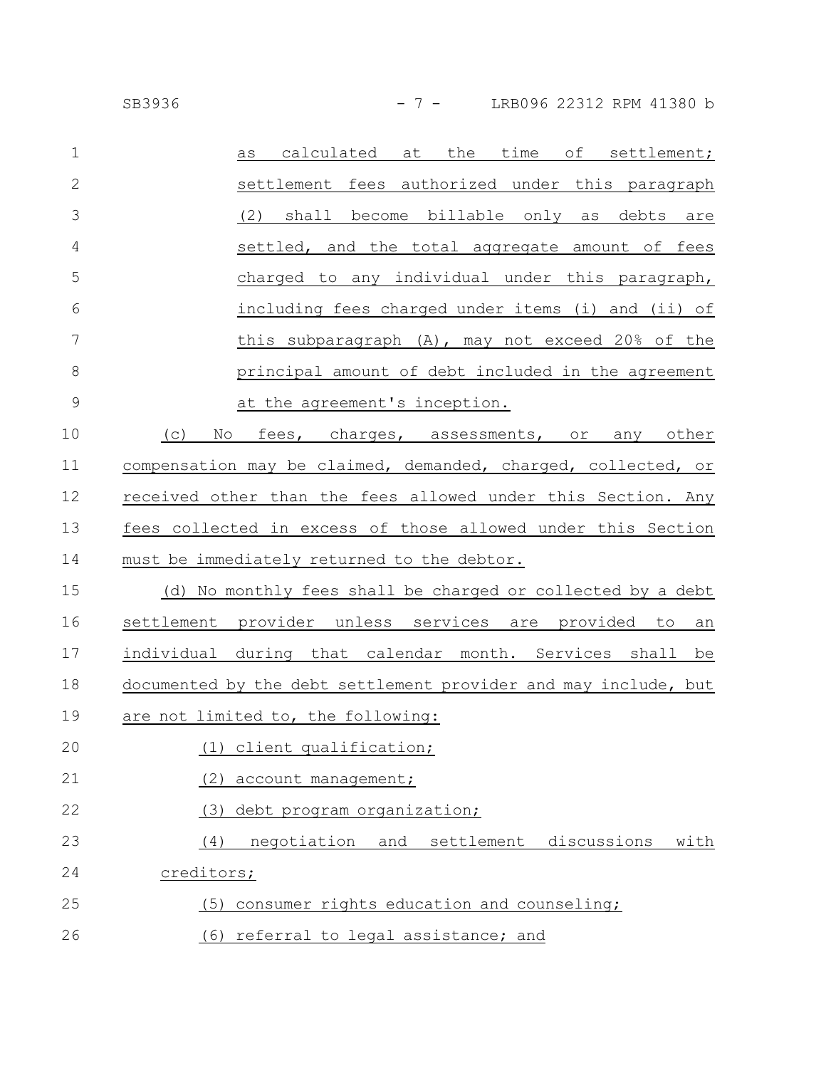as calculated at the time of settlement; settlement fees authorized under this paragraph (2) shall become billable only as debts are settled, and the total aggregate amount of fees charged to any individual under this paragraph, including fees charged under items (i) and (ii) of this subparagraph (A), may not exceed 20% of the principal amount of debt included in the agreement at the agreement's inception.

(c) No fees, charges, assessments, or any other compensation may be claimed, demanded, charged, collected, or received other than the fees allowed under this Section. Any fees collected in excess of those allowed under this Section must be immediately returned to the debtor.

(d) No monthly fees shall be charged or collected by a debt settlement provider unless services are provided to an individual during that calendar month. Services shall be documented by the debt settlement provider and may include, but are not limited to, the following:

(1) client qualification;

(2) account management;

(3) debt program organization;

(4) negotiation and settlement discussions with creditors;

(5) consumer rights education and counseling;

(6) referral to legal assistance; and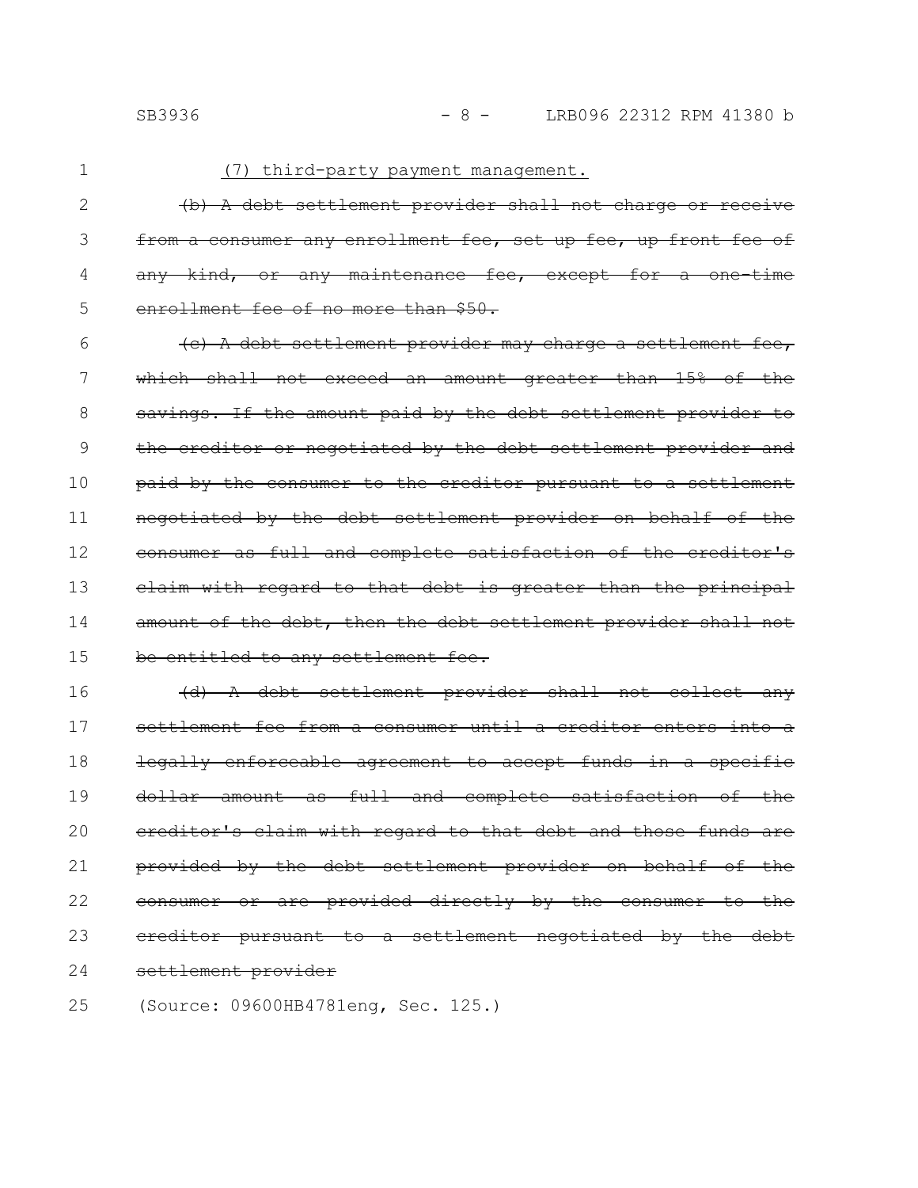(7) third-party payment management.

~~(b) A debt settlement provider shall not charge or receive from a consumer any enrollment fee, set up fee, up front fee of any kind, or any maintenance fee, except for a one-time enrollment fee of no more than $50.~~

~~(c) A debt settlement provider may charge a settlement fee, which shall not exceed an amount greater than 15% of the savings. If the amount paid by the debt settlement provider to the creditor or negotiated by the debt settlement provider and paid by the consumer to the creditor pursuant to a settlement negotiated by the debt settlement provider on behalf of the consumer as full and complete satisfaction of the creditor's claim with regard to that debt is greater than the principal amount of the debt, then the debt settlement provider shall not be entitled to any settlement fee.~~

~~(d) A debt settlement provider shall not collect any settlement fee from a consumer until a creditor enters into a legally enforceable agreement to accept funds in a specific dollar amount as full and complete satisfaction of the creditor's claim with regard to that debt and those funds are provided by the debt settlement provider on behalf of the consumer or are provided directly by the consumer to the creditor pursuant to a settlement negotiated by the debt settlement provider~~

(Source: 09600HB4781eng, Sec. 125.)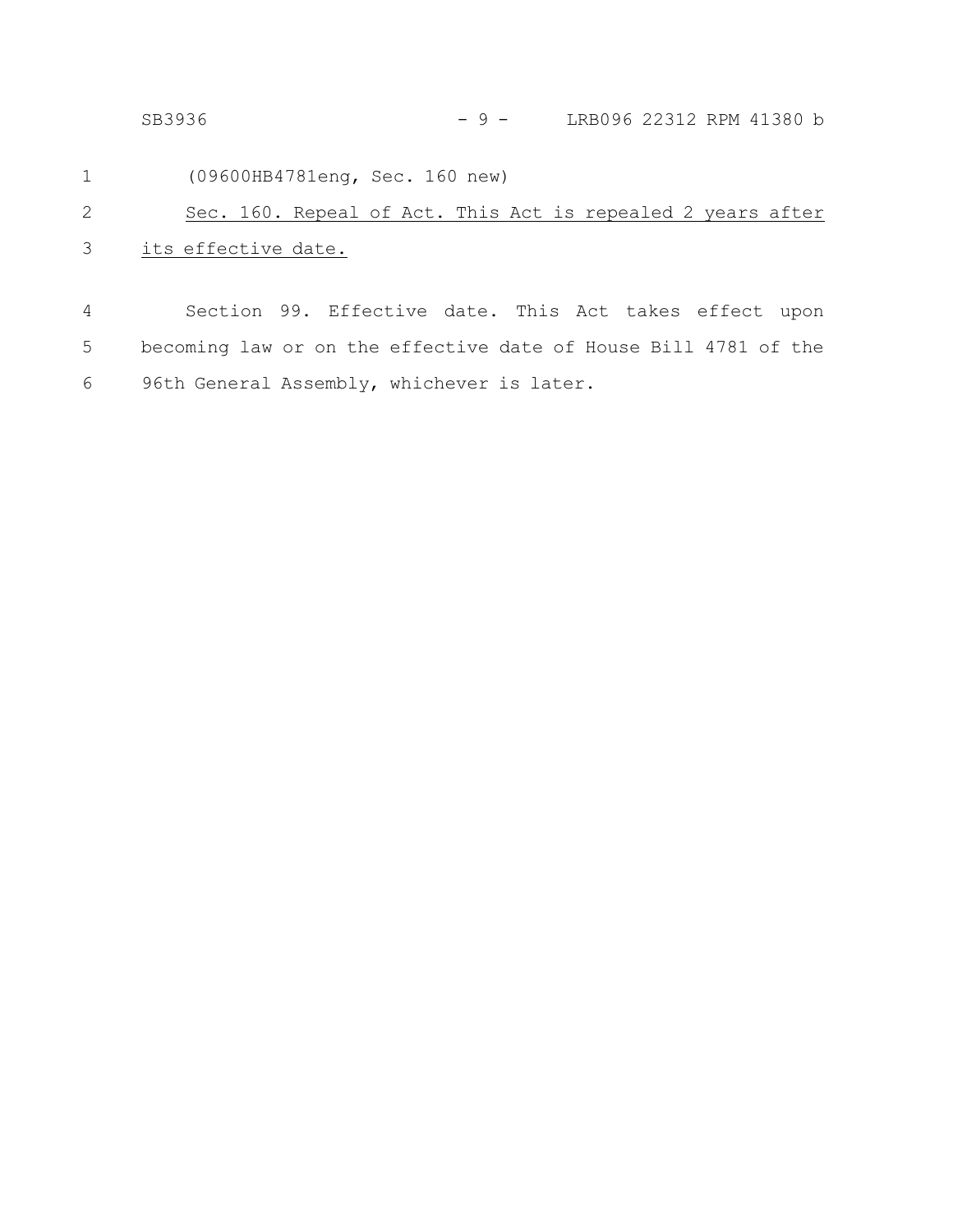(09600HB4781eng, Sec. 160 new)

Sec. 160. Repeal of Act. This Act is repealed 2 years after its effective date.

Section 99. Effective date. This Act takes effect upon becoming law or on the effective date of House Bill 4781 of the 96th General Assembly, whichever is later.